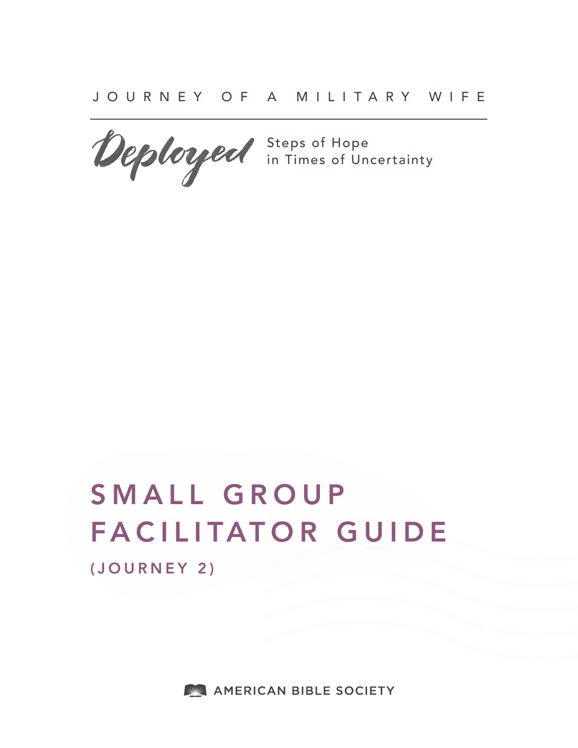JOURNEY OF A MILITARY WIFE

# Deployed

Steps of Hope in Times of Uncertainty

# SMALL GROUP FACILITATOR GUIDE

## (JOURNEY 2)

AMERICAN BIBLE SOCIETY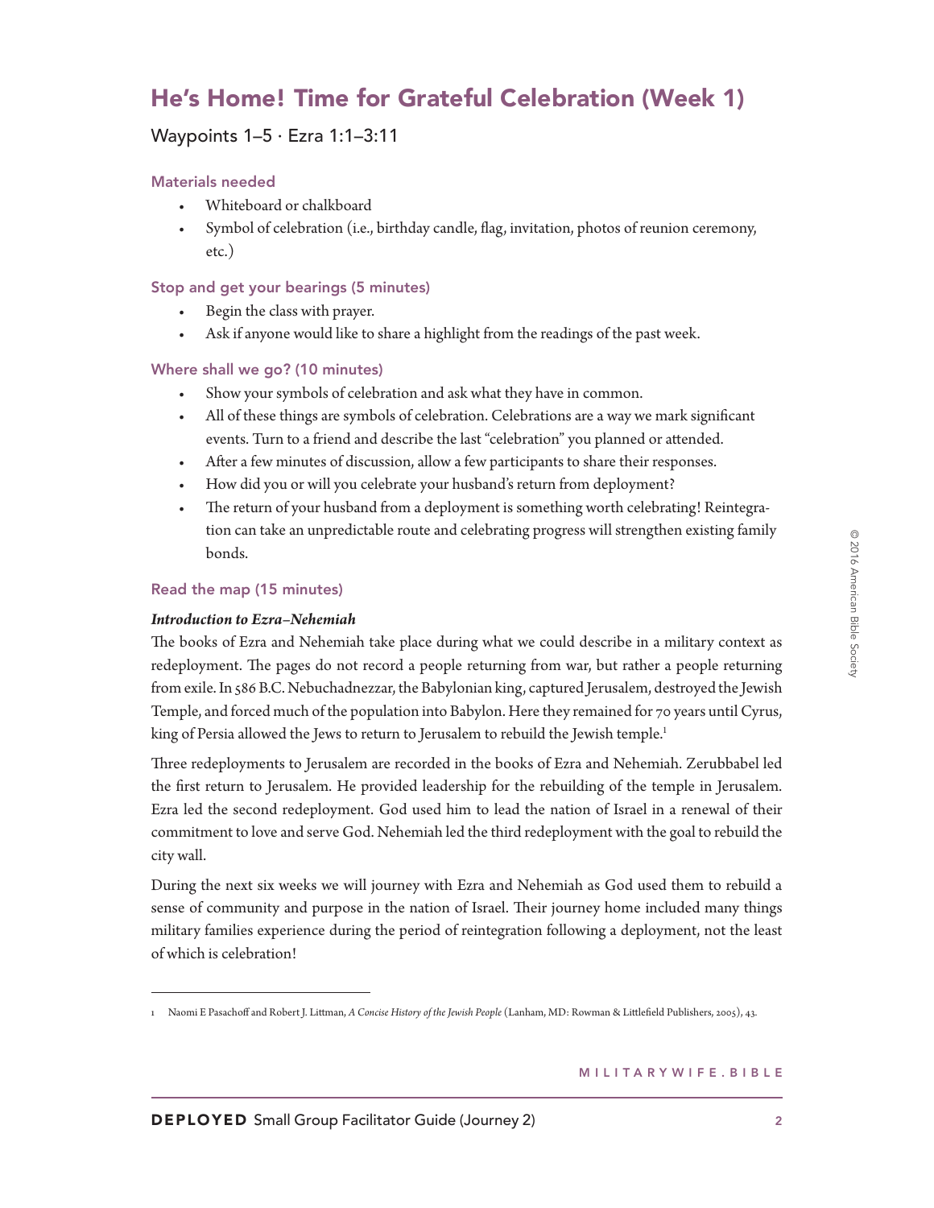## He's Home! Time for Grateful Celebration (Week 1)

Waypoints 1–5 · Ezra 1:1–3:11

### Materials needed

- Whiteboard or chalkboard
- Symbol of celebration (i.e., birthday candle, flag, invitation, photos of reunion ceremony, etc.)

### Stop and get your bearings (5 minutes)

- Begin the class with prayer.
- Ask if anyone would like to share a highlight from the readings of the past week.

### Where shall we go? (10 minutes)

- Show your symbols of celebration and ask what they have in common.
- All of these things are symbols of celebration. Celebrations are a way we mark significant events. Turn to a friend and describe the last "celebration" you planned or attended.
- After a few minutes of discussion, allow a few participants to share their responses.
- How did you or will you celebrate your husband's return from deployment?
- The return of your husband from a deployment is something worth celebrating! Reintegration can take an unpredictable route and celebrating progress will strengthen existing family bonds.

### Read the map (15 minutes)

***Introduction to Ezra–Nehemiah***

The books of Ezra and Nehemiah take place during what we could describe in a military context as redeployment. The pages do not record a people returning from war, but rather a people returning from exile. In 586 B.C. Nebuchadnezzar, the Babylonian king, captured Jerusalem, destroyed the Jewish Temple, and forced much of the population into Babylon. Here they remained for 70 years until Cyrus, king of Persia allowed the Jews to return to Jerusalem to rebuild the Jewish temple.[1]

Three redeployments to Jerusalem are recorded in the books of Ezra and Nehemiah. Zerubbabel led the first return to Jerusalem. He provided leadership for the rebuilding of the temple in Jerusalem. Ezra led the second redeployment. God used him to lead the nation of Israel in a renewal of their commitment to love and serve God. Nehemiah led the third redeployment with the goal to rebuild the city wall.

During the next six weeks we will journey with Ezra and Nehemiah as God used them to rebuild a sense of community and purpose in the nation of Israel. Their journey home included many things military families experience during the period of reintegration following a deployment, not the least of which is celebration!

---

1 Naomi E Pasachoff and Robert J. Littman, *A Concise History of the Jewish People* (Lanham, MD: Rowman & Littlefield Publishers, 2005), 43.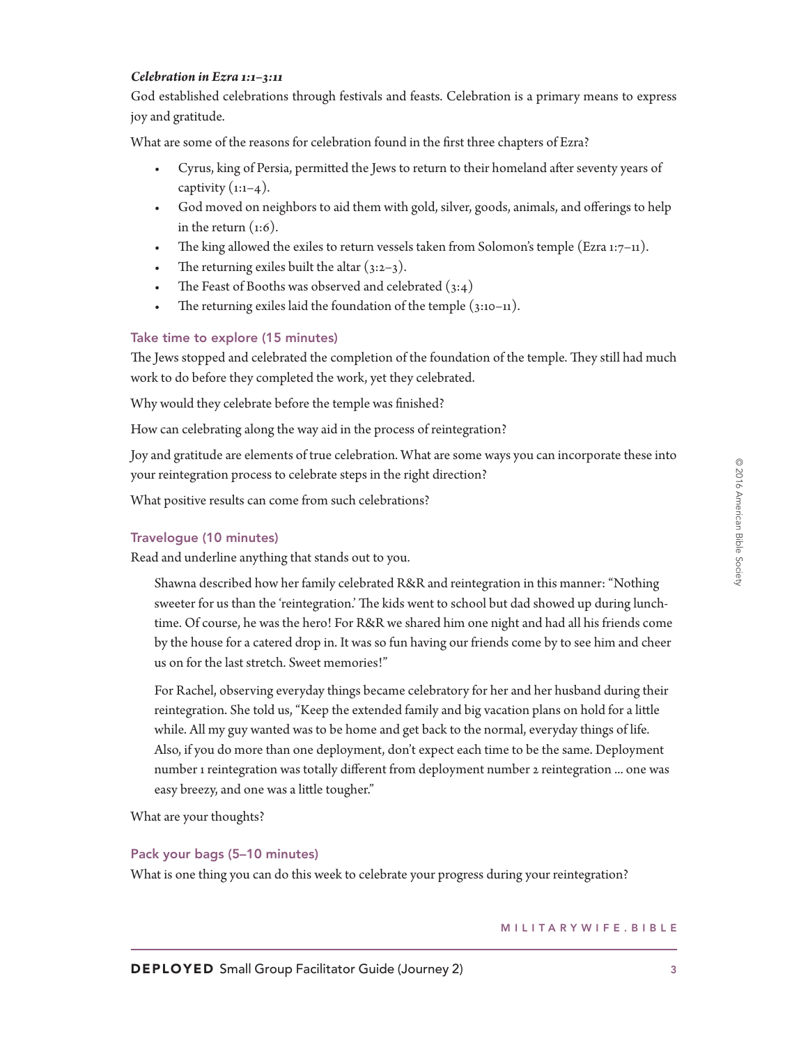***Celebration in Ezra 1:1–3:11***

God established celebrations through festivals and feasts. Celebration is a primary means to express joy and gratitude.

What are some of the reasons for celebration found in the first three chapters of Ezra?

- Cyrus, king of Persia, permitted the Jews to return to their homeland after seventy years of captivity (1:1–4).
- God moved on neighbors to aid them with gold, silver, goods, animals, and offerings to help in the return (1:6).
- The king allowed the exiles to return vessels taken from Solomon's temple (Ezra 1:7–11).
- The returning exiles built the altar (3:2–3).
- The Feast of Booths was observed and celebrated (3:4)
- The returning exiles laid the foundation of the temple (3:10–11).

### Take time to explore (15 minutes)

The Jews stopped and celebrated the completion of the foundation of the temple. They still had much work to do before they completed the work, yet they celebrated.

Why would they celebrate before the temple was finished?

How can celebrating along the way aid in the process of reintegration?

Joy and gratitude are elements of true celebration. What are some ways you can incorporate these into your reintegration process to celebrate steps in the right direction?

What positive results can come from such celebrations?

### Travelogue (10 minutes)

Read and underline anything that stands out to you.

> Shawna described how her family celebrated R&R and reintegration in this manner: "Nothing sweeter for us than the 'reintegration.' The kids went to school but dad showed up during lunchtime. Of course, he was the hero! For R&R we shared him one night and had all his friends come by the house for a catered drop in. It was so fun having our friends come by to see him and cheer us on for the last stretch. Sweet memories!"
>
> For Rachel, observing everyday things became celebratory for her and her husband during their reintegration. She told us, "Keep the extended family and big vacation plans on hold for a little while. All my guy wanted was to be home and get back to the normal, everyday things of life. Also, if you do more than one deployment, don't expect each time to be the same. Deployment number 1 reintegration was totally different from deployment number 2 reintegration ... one was easy breezy, and one was a little tougher."

What are your thoughts?

### Pack your bags (5–10 minutes)

What is one thing you can do this week to celebrate your progress during your reintegration?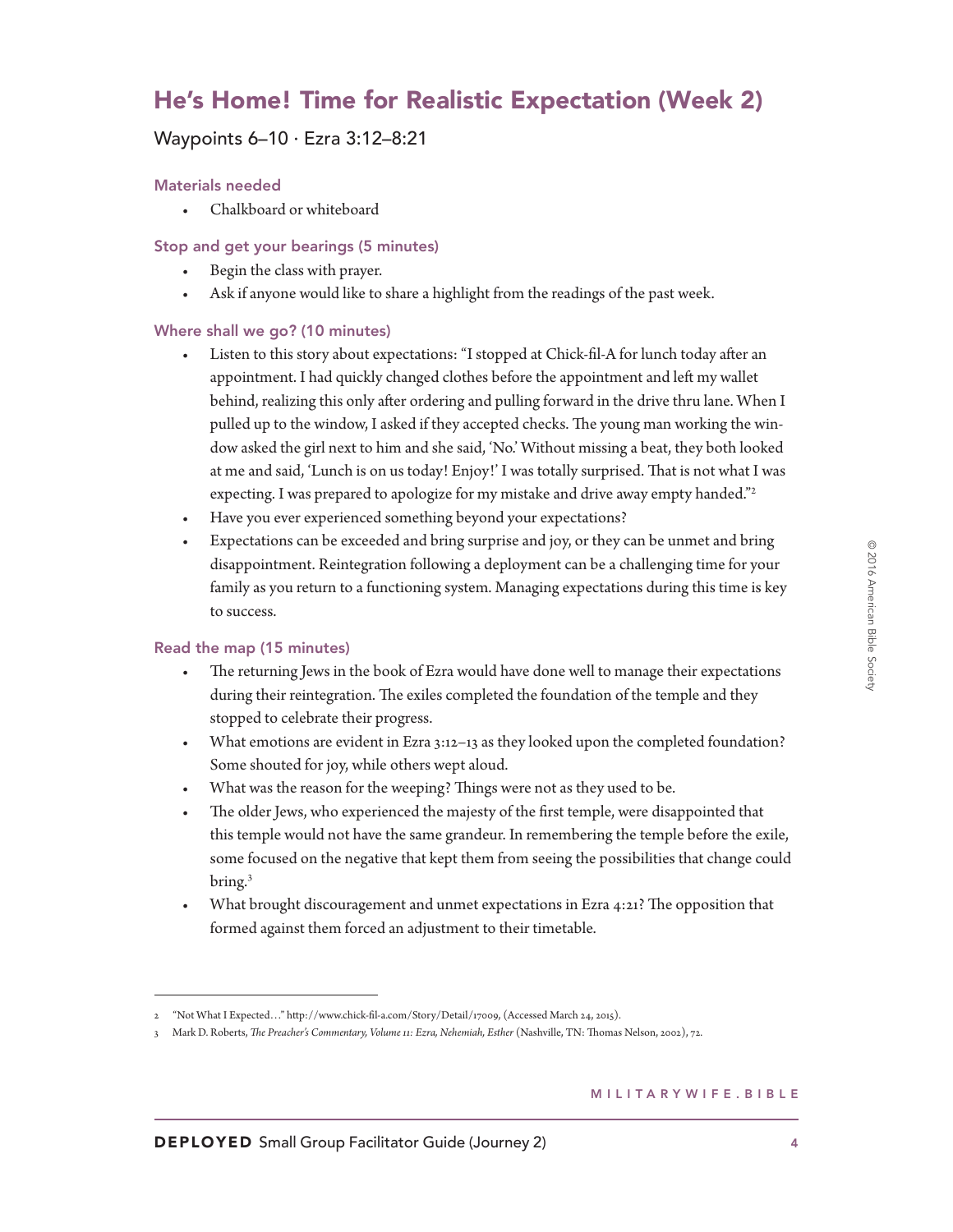## He's Home! Time for Realistic Expectation (Week 2)

Waypoints 6–10 · Ezra 3:12–8:21

### Materials needed

- Chalkboard or whiteboard

### Stop and get your bearings (5 minutes)

- Begin the class with prayer.
- Ask if anyone would like to share a highlight from the readings of the past week.

### Where shall we go? (10 minutes)

- Listen to this story about expectations: "I stopped at Chick-fil-A for lunch today after an appointment. I had quickly changed clothes before the appointment and left my wallet behind, realizing this only after ordering and pulling forward in the drive thru lane. When I pulled up to the window, I asked if they accepted checks. The young man working the window asked the girl next to him and she said, 'No.' Without missing a beat, they both looked at me and said, 'Lunch is on us today! Enjoy!' I was totally surprised. That is not what I was expecting. I was prepared to apologize for my mistake and drive away empty handed."[2]
- Have you ever experienced something beyond your expectations?
- Expectations can be exceeded and bring surprise and joy, or they can be unmet and bring disappointment. Reintegration following a deployment can be a challenging time for your family as you return to a functioning system. Managing expectations during this time is key to success.

### Read the map (15 minutes)

- The returning Jews in the book of Ezra would have done well to manage their expectations during their reintegration. The exiles completed the foundation of the temple and they stopped to celebrate their progress.
- What emotions are evident in Ezra 3:12–13 as they looked upon the completed foundation? Some shouted for joy, while others wept aloud.
- What was the reason for the weeping? Things were not as they used to be.
- The older Jews, who experienced the majesty of the first temple, were disappointed that this temple would not have the same grandeur. In remembering the temple before the exile, some focused on the negative that kept them from seeing the possibilities that change could bring.[3]
- What brought discouragement and unmet expectations in Ezra 4:21? The opposition that formed against them forced an adjustment to their timetable.

---

2 "Not What I Expected…" http://www.chick-fil-a.com/Story/Detail/17009, (Accessed March 24, 2015).

3 Mark D. Roberts, *The Preacher's Commentary, Volume 11: Ezra, Nehemiah, Esther* (Nashville, TN: Thomas Nelson, 2002), 72.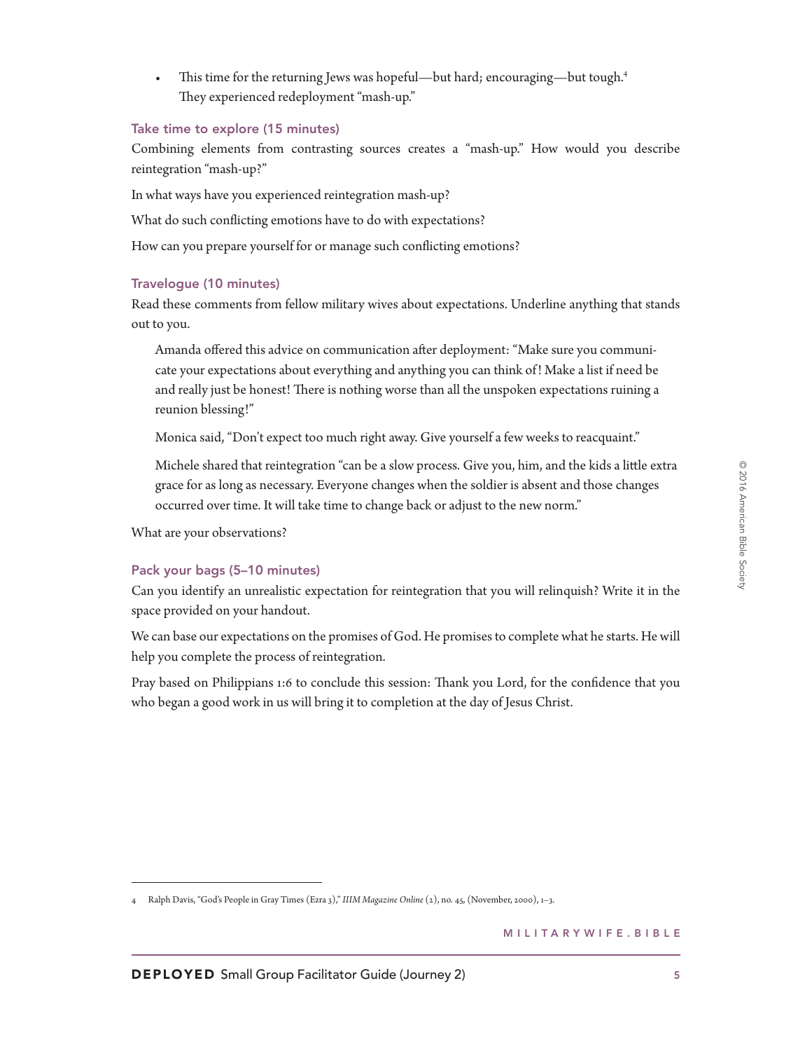- This time for the returning Jews was hopeful—but hard; encouraging—but tough.[4] They experienced redeployment "mash-up."

### Take time to explore (15 minutes)

Combining elements from contrasting sources creates a "mash-up." How would you describe reintegration "mash-up?"

In what ways have you experienced reintegration mash-up?

What do such conflicting emotions have to do with expectations?

How can you prepare yourself for or manage such conflicting emotions?

### Travelogue (10 minutes)

Read these comments from fellow military wives about expectations. Underline anything that stands out to you.

> Amanda offered this advice on communication after deployment: "Make sure you communicate your expectations about everything and anything you can think of! Make a list if need be and really just be honest! There is nothing worse than all the unspoken expectations ruining a reunion blessing!"
>
> Monica said, "Don't expect too much right away. Give yourself a few weeks to reacquaint."
>
> Michele shared that reintegration "can be a slow process. Give you, him, and the kids a little extra grace for as long as necessary. Everyone changes when the soldier is absent and those changes occurred over time. It will take time to change back or adjust to the new norm."

What are your observations?

### Pack your bags (5–10 minutes)

Can you identify an unrealistic expectation for reintegration that you will relinquish? Write it in the space provided on your handout.

We can base our expectations on the promises of God. He promises to complete what he starts. He will help you complete the process of reintegration.

Pray based on Philippians 1:6 to conclude this session: Thank you Lord, for the confidence that you who began a good work in us will bring it to completion at the day of Jesus Christ.

---

4 Ralph Davis, "God's People in Gray Times (Ezra 3)," *IIIM Magazine Online* (2), no. 45, (November, 2000), 1–3.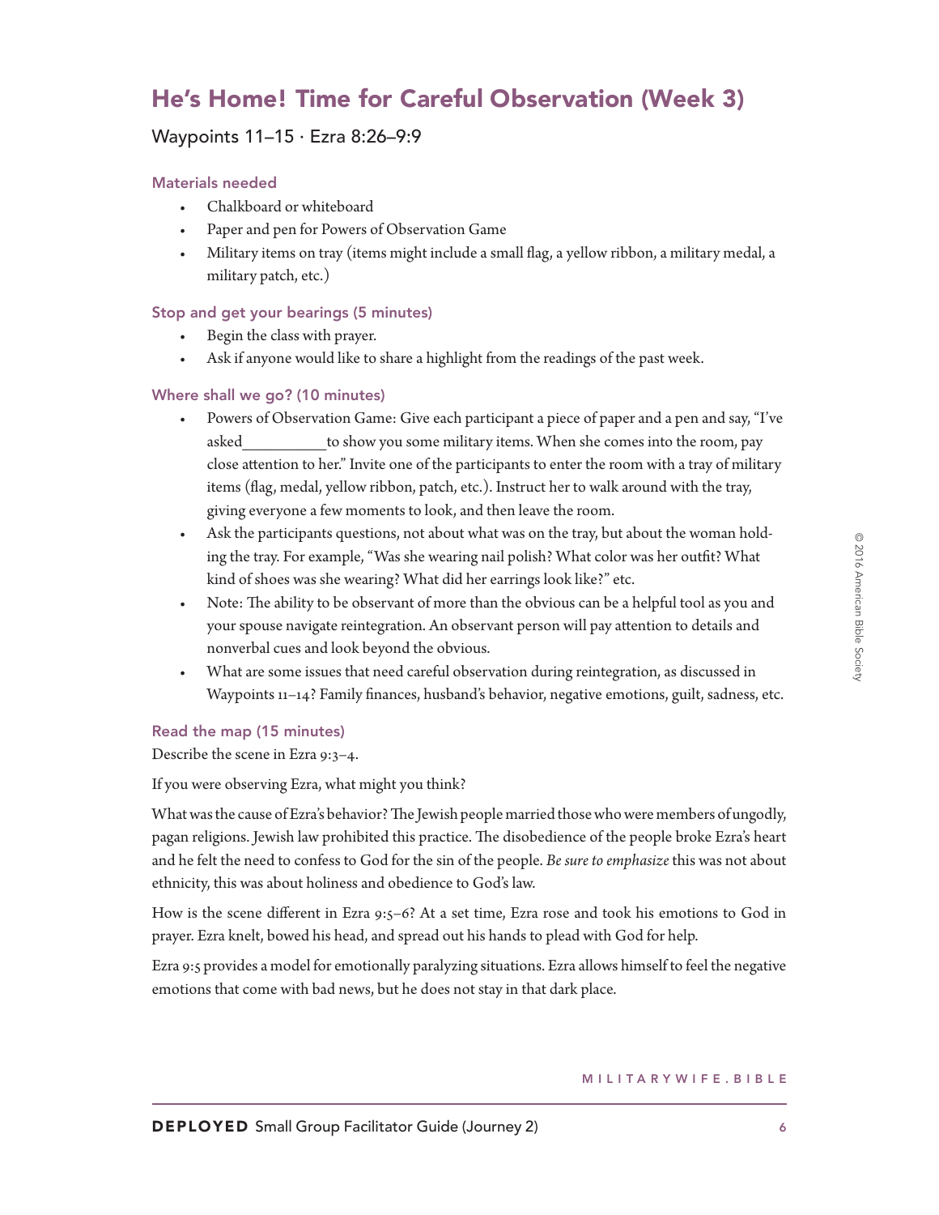# He's Home! Time for Careful Observation (Week 3)

Waypoints 11–15 · Ezra 8:26–9:9

### Materials needed

- Chalkboard or whiteboard
- Paper and pen for Powers of Observation Game
- Military items on tray (items might include a small flag, a yellow ribbon, a military medal, a military patch, etc.)

### Stop and get your bearings (5 minutes)

- Begin the class with prayer.
- Ask if anyone would like to share a highlight from the readings of the past week.

### Where shall we go? (10 minutes)

- Powers of Observation Game: Give each participant a piece of paper and a pen and say, "I've asked__________to show you some military items. When she comes into the room, pay close attention to her." Invite one of the participants to enter the room with a tray of military items (flag, medal, yellow ribbon, patch, etc.). Instruct her to walk around with the tray, giving everyone a few moments to look, and then leave the room.
- Ask the participants questions, not about what was on the tray, but about the woman holding the tray. For example, "Was she wearing nail polish? What color was her outfit? What kind of shoes was she wearing? What did her earrings look like?" etc.
- Note: The ability to be observant of more than the obvious can be a helpful tool as you and your spouse navigate reintegration. An observant person will pay attention to details and nonverbal cues and look beyond the obvious.
- What are some issues that need careful observation during reintegration, as discussed in Waypoints 11–14? Family finances, husband's behavior, negative emotions, guilt, sadness, etc.

### Read the map (15 minutes)

Describe the scene in Ezra 9:3–4.

If you were observing Ezra, what might you think?

What was the cause of Ezra's behavior? The Jewish people married those who were members of ungodly, pagan religions. Jewish law prohibited this practice. The disobedience of the people broke Ezra's heart and he felt the need to confess to God for the sin of the people. *Be sure to emphasize* this was not about ethnicity, this was about holiness and obedience to God's law.

How is the scene different in Ezra 9:5–6? At a set time, Ezra rose and took his emotions to God in prayer. Ezra knelt, bowed his head, and spread out his hands to plead with God for help.

Ezra 9:5 provides a model for emotionally paralyzing situations. Ezra allows himself to feel the negative emotions that come with bad news, but he does not stay in that dark place.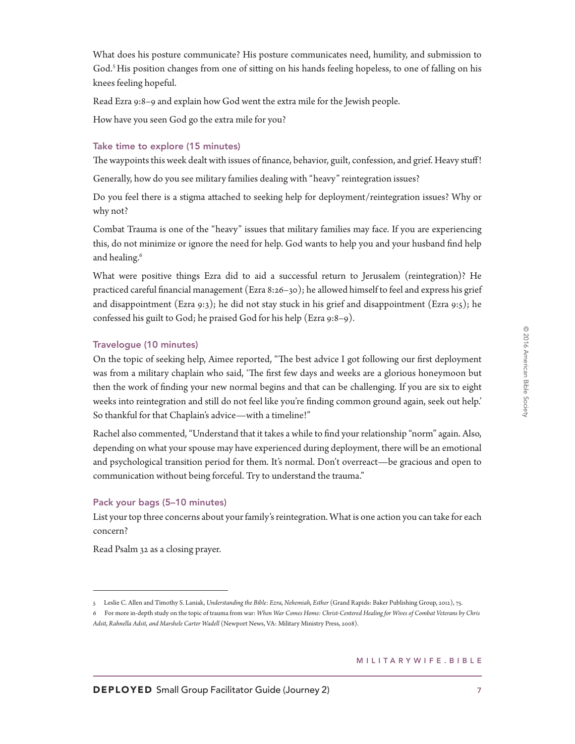What does his posture communicate? His posture communicates need, humility, and submission to God.[5] His position changes from one of sitting on his hands feeling hopeless, to one of falling on his knees feeling hopeful.

Read Ezra 9:8–9 and explain how God went the extra mile for the Jewish people.

How have you seen God go the extra mile for you?

### Take time to explore (15 minutes)

The waypoints this week dealt with issues of finance, behavior, guilt, confession, and grief. Heavy stuff!

Generally, how do you see military families dealing with "heavy" reintegration issues?

Do you feel there is a stigma attached to seeking help for deployment/reintegration issues? Why or why not?

Combat Trauma is one of the "heavy" issues that military families may face. If you are experiencing this, do not minimize or ignore the need for help. God wants to help you and your husband find help and healing.[6]

What were positive things Ezra did to aid a successful return to Jerusalem (reintegration)? He practiced careful financial management (Ezra 8:26–30); he allowed himself to feel and express his grief and disappointment (Ezra 9:3); he did not stay stuck in his grief and disappointment (Ezra 9:5); he confessed his guilt to God; he praised God for his help (Ezra 9:8–9).

### Travelogue (10 minutes)

On the topic of seeking help, Aimee reported, "The best advice I got following our first deployment was from a military chaplain who said, 'The first few days and weeks are a glorious honeymoon but then the work of finding your new normal begins and that can be challenging. If you are six to eight weeks into reintegration and still do not feel like you're finding common ground again, seek out help.' So thankful for that Chaplain's advice—with a timeline!"

Rachel also commented, "Understand that it takes a while to find your relationship "norm" again. Also, depending on what your spouse may have experienced during deployment, there will be an emotional and psychological transition period for them. It's normal. Don't overreact—be gracious and open to communication without being forceful. Try to understand the trauma."

### Pack your bags (5–10 minutes)

List your top three concerns about your family's reintegration. What is one action you can take for each concern?

Read Psalm 32 as a closing prayer.

---

5 Leslie C. Allen and Timothy S. Laniak, *Understanding the Bible: Ezra, Nehemiah, Esther* (Grand Rapids: Baker Publishing Group, 2012), 75.

6 For more in-depth study on the topic of trauma from war: *When War Comes Home: Christ-Centered Healing for Wives of Combat Veterans by Chris Adsit, Rahnella Adsit, and Marshele Carter Wadell* (Newport News, VA: Military Ministry Press, 2008).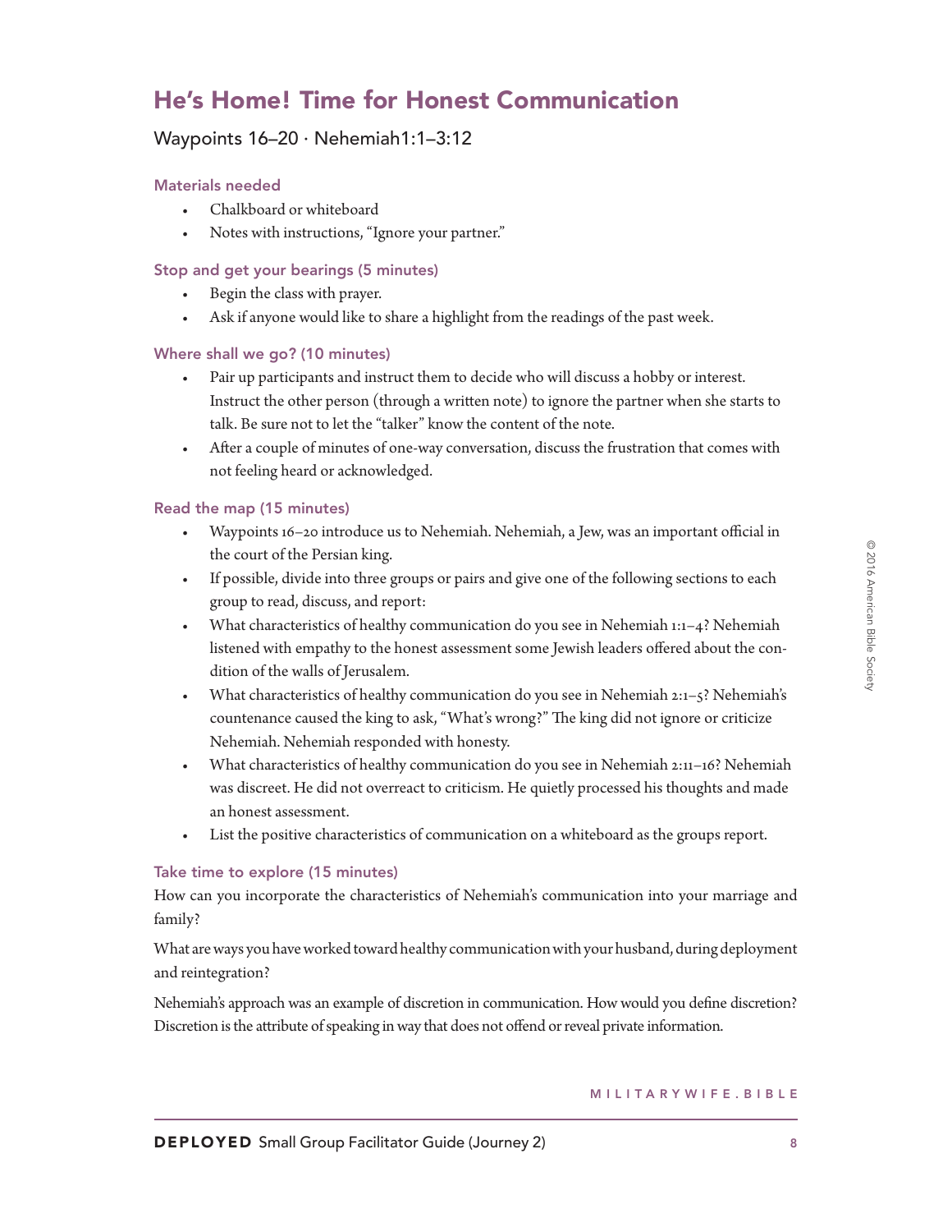## He's Home! Time for Honest Communication

Waypoints 16–20 · Nehemiah1:1–3:12

### Materials needed

- Chalkboard or whiteboard
- Notes with instructions, "Ignore your partner."

### Stop and get your bearings (5 minutes)

- Begin the class with prayer.
- Ask if anyone would like to share a highlight from the readings of the past week.

### Where shall we go? (10 minutes)

- Pair up participants and instruct them to decide who will discuss a hobby or interest. Instruct the other person (through a written note) to ignore the partner when she starts to talk. Be sure not to let the "talker" know the content of the note.
- After a couple of minutes of one-way conversation, discuss the frustration that comes with not feeling heard or acknowledged.

### Read the map (15 minutes)

- Waypoints 16–20 introduce us to Nehemiah. Nehemiah, a Jew, was an important official in the court of the Persian king.
- If possible, divide into three groups or pairs and give one of the following sections to each group to read, discuss, and report:
- What characteristics of healthy communication do you see in Nehemiah 1:1–4? Nehemiah listened with empathy to the honest assessment some Jewish leaders offered about the condition of the walls of Jerusalem.
- What characteristics of healthy communication do you see in Nehemiah 2:1–5? Nehemiah's countenance caused the king to ask, "What's wrong?" The king did not ignore or criticize Nehemiah. Nehemiah responded with honesty.
- What characteristics of healthy communication do you see in Nehemiah 2:11–16? Nehemiah was discreet. He did not overreact to criticism. He quietly processed his thoughts and made an honest assessment.
- List the positive characteristics of communication on a whiteboard as the groups report.

### Take time to explore (15 minutes)

How can you incorporate the characteristics of Nehemiah's communication into your marriage and family?

What are ways you have worked toward healthy communication with your husband, during deployment and reintegration?

Nehemiah's approach was an example of discretion in communication. How would you define discretion? Discretion is the attribute of speaking in way that does not offend or reveal private information.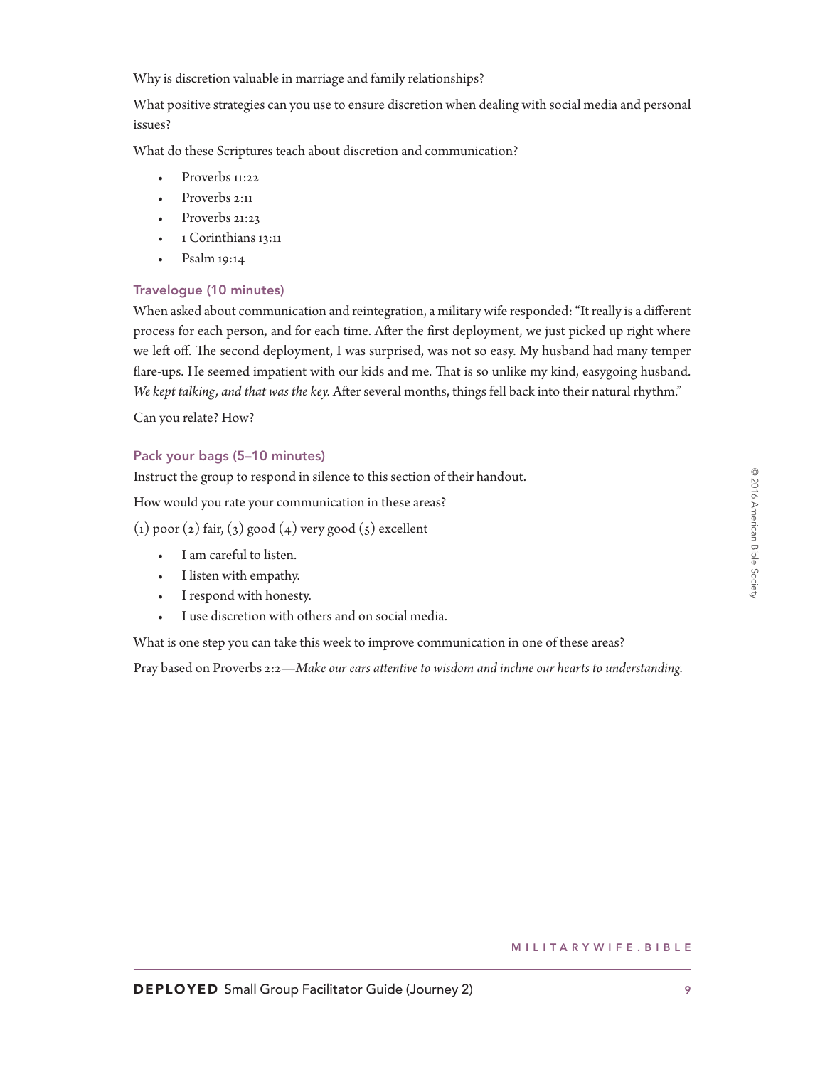Why is discretion valuable in marriage and family relationships?

What positive strategies can you use to ensure discretion when dealing with social media and personal issues?

What do these Scriptures teach about discretion and communication?

- Proverbs 11:22
- Proverbs 2:11
- Proverbs 21:23
- 1 Corinthians 13:11
- Psalm 19:14

### Travelogue (10 minutes)

When asked about communication and reintegration, a military wife responded: "It really is a different process for each person, and for each time. After the first deployment, we just picked up right where we left off. The second deployment, I was surprised, was not so easy. My husband had many temper flare-ups. He seemed impatient with our kids and me. That is so unlike my kind, easygoing husband. *We kept talking, and that was the key.* After several months, things fell back into their natural rhythm."

Can you relate? How?

### Pack your bags (5–10 minutes)

Instruct the group to respond in silence to this section of their handout.

How would you rate your communication in these areas?

(1) poor (2) fair, (3) good (4) very good (5) excellent

- I am careful to listen.
- I listen with empathy.
- I respond with honesty.
- I use discretion with others and on social media.

What is one step you can take this week to improve communication in one of these areas?

Pray based on Proverbs 2:2—*Make our ears attentive to wisdom and incline our hearts to understanding.*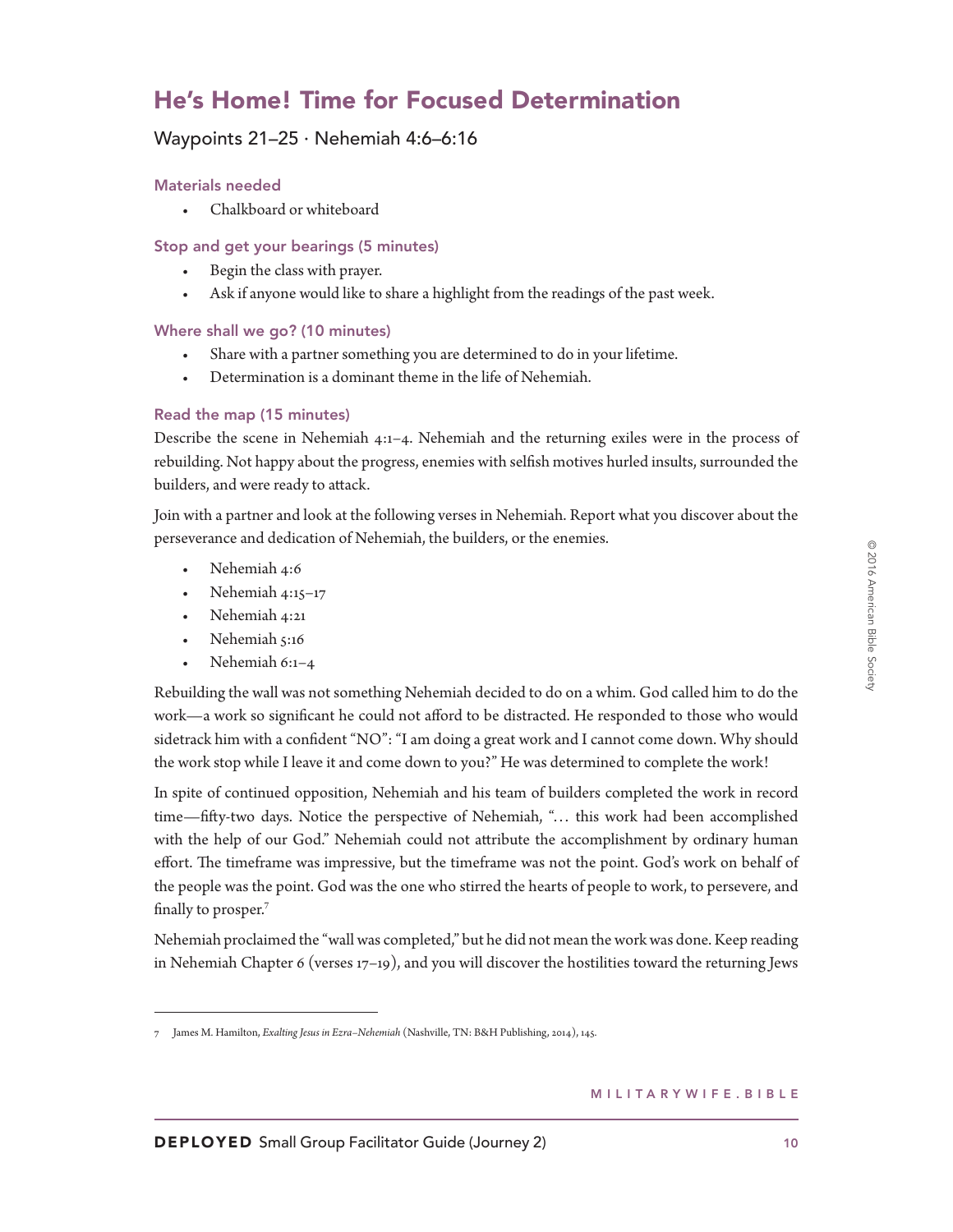# He's Home! Time for Focused Determination

Waypoints 21–25 · Nehemiah 4:6–6:16

### Materials needed

- Chalkboard or whiteboard

### Stop and get your bearings (5 minutes)

- Begin the class with prayer.
- Ask if anyone would like to share a highlight from the readings of the past week.

### Where shall we go? (10 minutes)

- Share with a partner something you are determined to do in your lifetime.
- Determination is a dominant theme in the life of Nehemiah.

### Read the map (15 minutes)

Describe the scene in Nehemiah 4:1–4. Nehemiah and the returning exiles were in the process of rebuilding. Not happy about the progress, enemies with selfish motives hurled insults, surrounded the builders, and were ready to attack.

Join with a partner and look at the following verses in Nehemiah. Report what you discover about the perseverance and dedication of Nehemiah, the builders, or the enemies.

- Nehemiah 4:6
- Nehemiah 4:15–17
- Nehemiah 4:21
- Nehemiah 5:16
- Nehemiah 6:1–4

Rebuilding the wall was not something Nehemiah decided to do on a whim. God called him to do the work—a work so significant he could not afford to be distracted. He responded to those who would sidetrack him with a confident "NO": "I am doing a great work and I cannot come down. Why should the work stop while I leave it and come down to you?" He was determined to complete the work!

In spite of continued opposition, Nehemiah and his team of builders completed the work in record time—fifty-two days. Notice the perspective of Nehemiah, "… this work had been accomplished with the help of our God." Nehemiah could not attribute the accomplishment by ordinary human effort. The timeframe was impressive, but the timeframe was not the point. God's work on behalf of the people was the point. God was the one who stirred the hearts of people to work, to persevere, and finally to prosper.[7]

Nehemiah proclaimed the "wall was completed," but he did not mean the work was done. Keep reading in Nehemiah Chapter 6 (verses 17–19), and you will discover the hostilities toward the returning Jews

---

7 James M. Hamilton, *Exalting Jesus in Ezra–Nehemiah* (Nashville, TN: B&H Publishing, 2014), 145.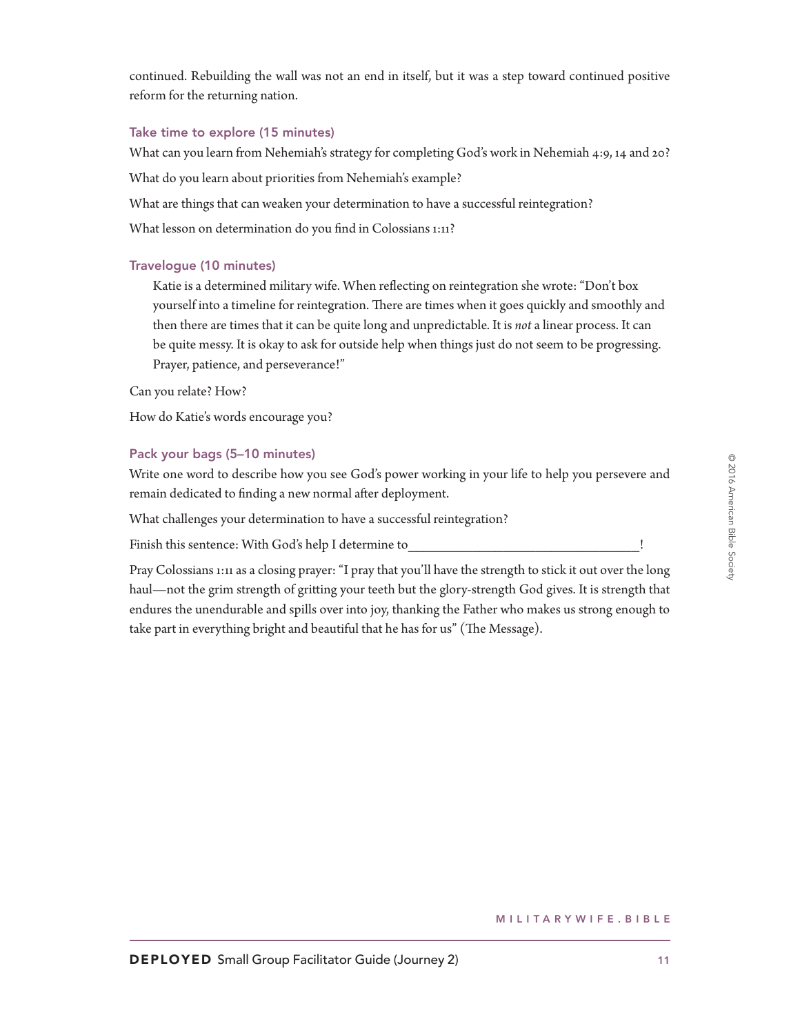continued. Rebuilding the wall was not an end in itself, but it was a step toward continued positive reform for the returning nation.

### Take time to explore (15 minutes)

What can you learn from Nehemiah's strategy for completing God's work in Nehemiah 4:9, 14 and 20?

What do you learn about priorities from Nehemiah's example?

What are things that can weaken your determination to have a successful reintegration?

What lesson on determination do you find in Colossians 1:11?

### Travelogue (10 minutes)

> Katie is a determined military wife. When reflecting on reintegration she wrote: "Don't box yourself into a timeline for reintegration. There are times when it goes quickly and smoothly and then there are times that it can be quite long and unpredictable. It is *not* a linear process. It can be quite messy. It is okay to ask for outside help when things just do not seem to be progressing. Prayer, patience, and perseverance!"

Can you relate? How?

How do Katie's words encourage you?

### Pack your bags (5–10 minutes)

Write one word to describe how you see God's power working in your life to help you persevere and remain dedicated to finding a new normal after deployment.

What challenges your determination to have a successful reintegration?

Finish this sentence: With God's help I determine to__________________________________!

Pray Colossians 1:11 as a closing prayer: "I pray that you'll have the strength to stick it out over the long haul—not the grim strength of gritting your teeth but the glory-strength God gives. It is strength that endures the unendurable and spills over into joy, thanking the Father who makes us strong enough to take part in everything bright and beautiful that he has for us" (The Message).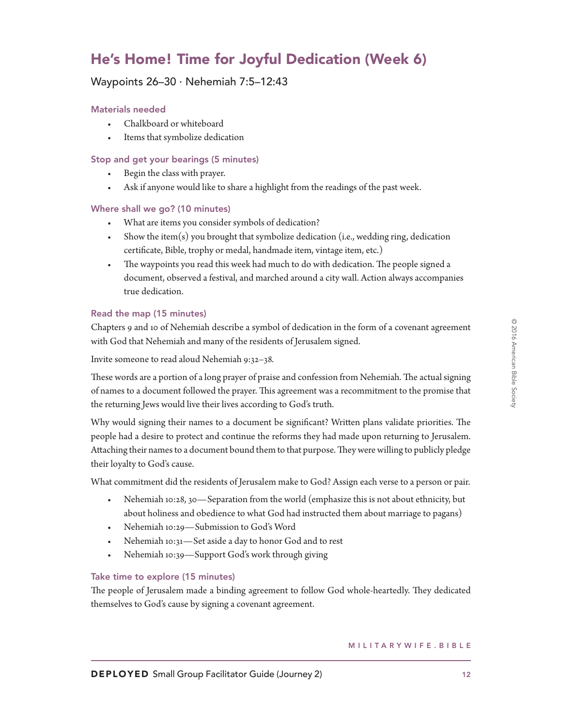# He's Home! Time for Joyful Dedication (Week 6)

Waypoints 26–30 · Nehemiah 7:5–12:43

### Materials needed

- Chalkboard or whiteboard
- Items that symbolize dedication

### Stop and get your bearings (5 minutes)

- Begin the class with prayer.
- Ask if anyone would like to share a highlight from the readings of the past week.

### Where shall we go? (10 minutes)

- What are items you consider symbols of dedication?
- Show the item(s) you brought that symbolize dedication (i.e., wedding ring, dedication certificate, Bible, trophy or medal, handmade item, vintage item, etc.)
- The waypoints you read this week had much to do with dedication. The people signed a document, observed a festival, and marched around a city wall. Action always accompanies true dedication.

### Read the map (15 minutes)

Chapters 9 and 10 of Nehemiah describe a symbol of dedication in the form of a covenant agreement with God that Nehemiah and many of the residents of Jerusalem signed.

Invite someone to read aloud Nehemiah 9:32–38.

These words are a portion of a long prayer of praise and confession from Nehemiah. The actual signing of names to a document followed the prayer. This agreement was a recommitment to the promise that the returning Jews would live their lives according to God's truth.

Why would signing their names to a document be significant? Written plans validate priorities. The people had a desire to protect and continue the reforms they had made upon returning to Jerusalem. Attaching their names to a document bound them to that purpose. They were willing to publicly pledge their loyalty to God's cause.

What commitment did the residents of Jerusalem make to God? Assign each verse to a person or pair.

- Nehemiah 10:28, 30—Separation from the world (emphasize this is not about ethnicity, but about holiness and obedience to what God had instructed them about marriage to pagans)
- Nehemiah 10:29—Submission to God's Word
- Nehemiah 10:31—Set aside a day to honor God and to rest
- Nehemiah 10:39—Support God's work through giving

### Take time to explore (15 minutes)

The people of Jerusalem made a binding agreement to follow God whole-heartedly. They dedicated themselves to God's cause by signing a covenant agreement.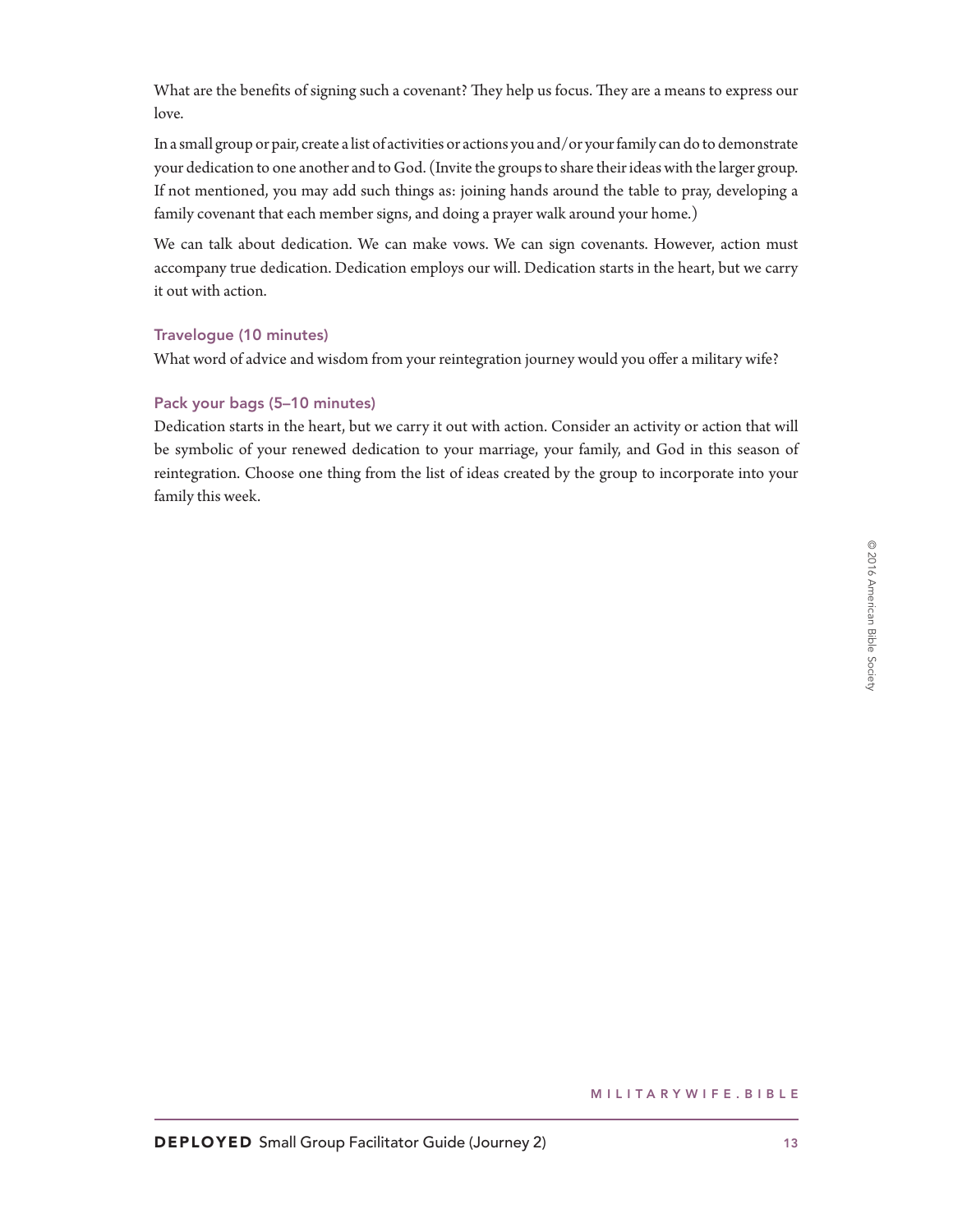What are the benefits of signing such a covenant? They help us focus. They are a means to express our love.

In a small group or pair, create a list of activities or actions you and/or your family can do to demonstrate your dedication to one another and to God. (Invite the groups to share their ideas with the larger group. If not mentioned, you may add such things as: joining hands around the table to pray, developing a family covenant that each member signs, and doing a prayer walk around your home.)

We can talk about dedication. We can make vows. We can sign covenants. However, action must accompany true dedication. Dedication employs our will. Dedication starts in the heart, but we carry it out with action.

### Travelogue (10 minutes)

What word of advice and wisdom from your reintegration journey would you offer a military wife?

### Pack your bags (5–10 minutes)

Dedication starts in the heart, but we carry it out with action. Consider an activity or action that will be symbolic of your renewed dedication to your marriage, your family, and God in this season of reintegration. Choose one thing from the list of ideas created by the group to incorporate into your family this week.